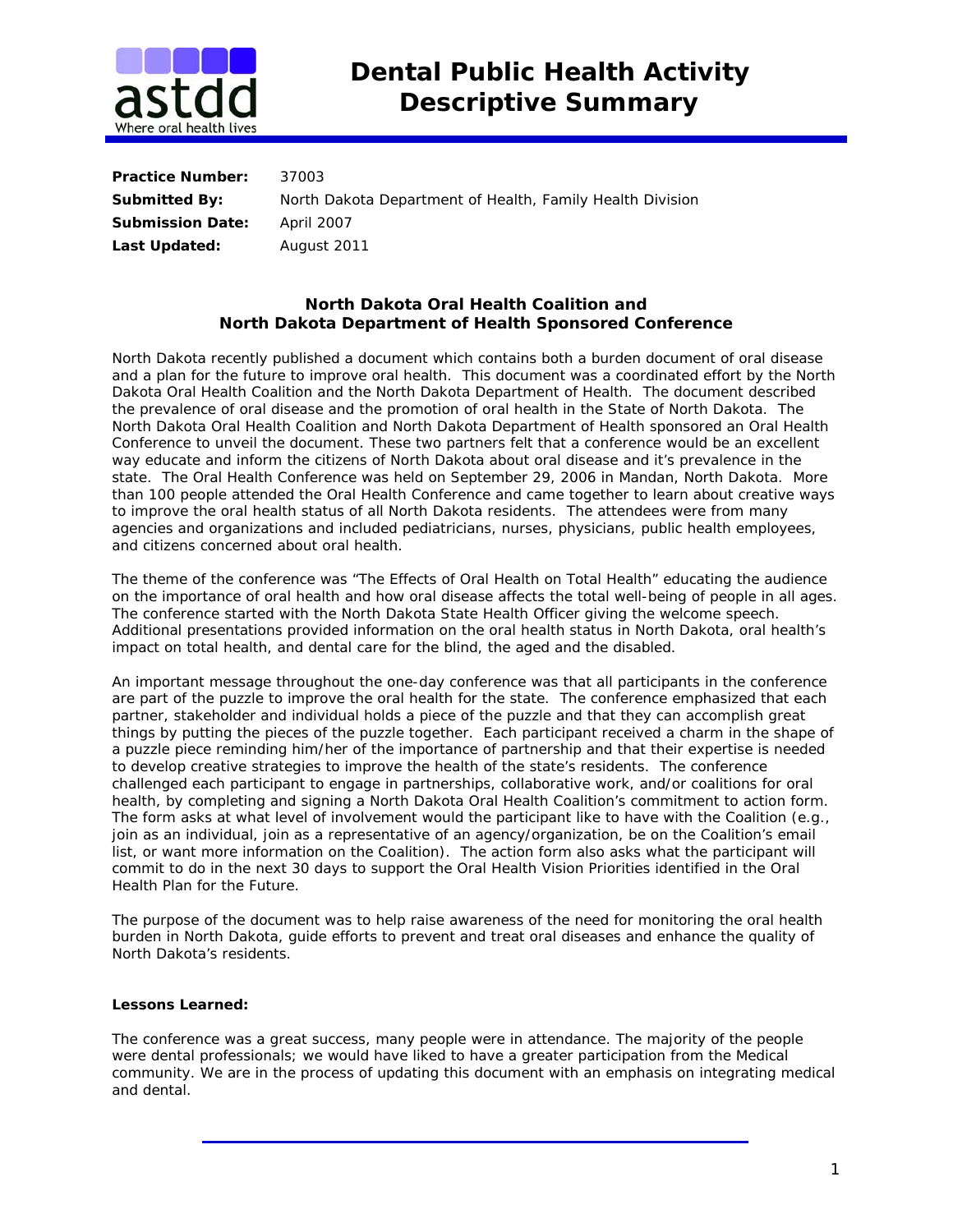# Dental Public Health Activity Descriptive Summary

**Practice Number:** 37003
**Submitted By:** North Dakota Department of Health, Family Health Division
**Submission Date:** April 2007
**Last Updated:** August 2011

## North Dakota Oral Health Coalition and North Dakota Department of Health Sponsored Conference

North Dakota recently published a document which contains both a burden document of oral disease and a plan for the future to improve oral health. This document was a coordinated effort by the North Dakota Oral Health Coalition and the North Dakota Department of Health. The document described the prevalence of oral disease and the promotion of oral health in the State of North Dakota. The North Dakota Oral Health Coalition and North Dakota Department of Health sponsored an Oral Health Conference to unveil the document. These two partners felt that a conference would be an excellent way educate and inform the citizens of North Dakota about oral disease and it's prevalence in the state. The Oral Health Conference was held on September 29, 2006 in Mandan, North Dakota. More than 100 people attended the Oral Health Conference and came together to learn about creative ways to improve the oral health status of all North Dakota residents. The attendees were from many agencies and organizations and included pediatricians, nurses, physicians, public health employees, and citizens concerned about oral health.

The theme of the conference was "The Effects of Oral Health on Total Health" educating the audience on the importance of oral health and how oral disease affects the total well-being of people in all ages. The conference started with the North Dakota State Health Officer giving the welcome speech. Additional presentations provided information on the oral health status in North Dakota, oral health's impact on total health, and dental care for the blind, the aged and the disabled.

An important message throughout the one-day conference was that all participants in the conference are part of the puzzle to improve the oral health for the state. The conference emphasized that each partner, stakeholder and individual holds a piece of the puzzle and that they can accomplish great things by putting the pieces of the puzzle together. Each participant received a charm in the shape of a puzzle piece reminding him/her of the importance of partnership and that their expertise is needed to develop creative strategies to improve the health of the state's residents. The conference challenged each participant to engage in partnerships, collaborative work, and/or coalitions for oral health, by completing and signing a North Dakota Oral Health Coalition's commitment to action form. The form asks at what level of involvement would the participant like to have with the Coalition (e.g., join as an individual, join as a representative of an agency/organization, be on the Coalition's email list, or want more information on the Coalition). The action form also asks what the participant will commit to do in the next 30 days to support the Oral Health Vision Priorities identified in the Oral Health Plan for the Future.

The purpose of the document was to help raise awareness of the need for monitoring the oral health burden in North Dakota, guide efforts to prevent and treat oral diseases and enhance the quality of North Dakota's residents.

**Lessons Learned:**

The conference was a great success, many people were in attendance. The majority of the people were dental professionals; we would have liked to have a greater participation from the Medical community. We are in the process of updating this document with an emphasis on integrating medical and dental.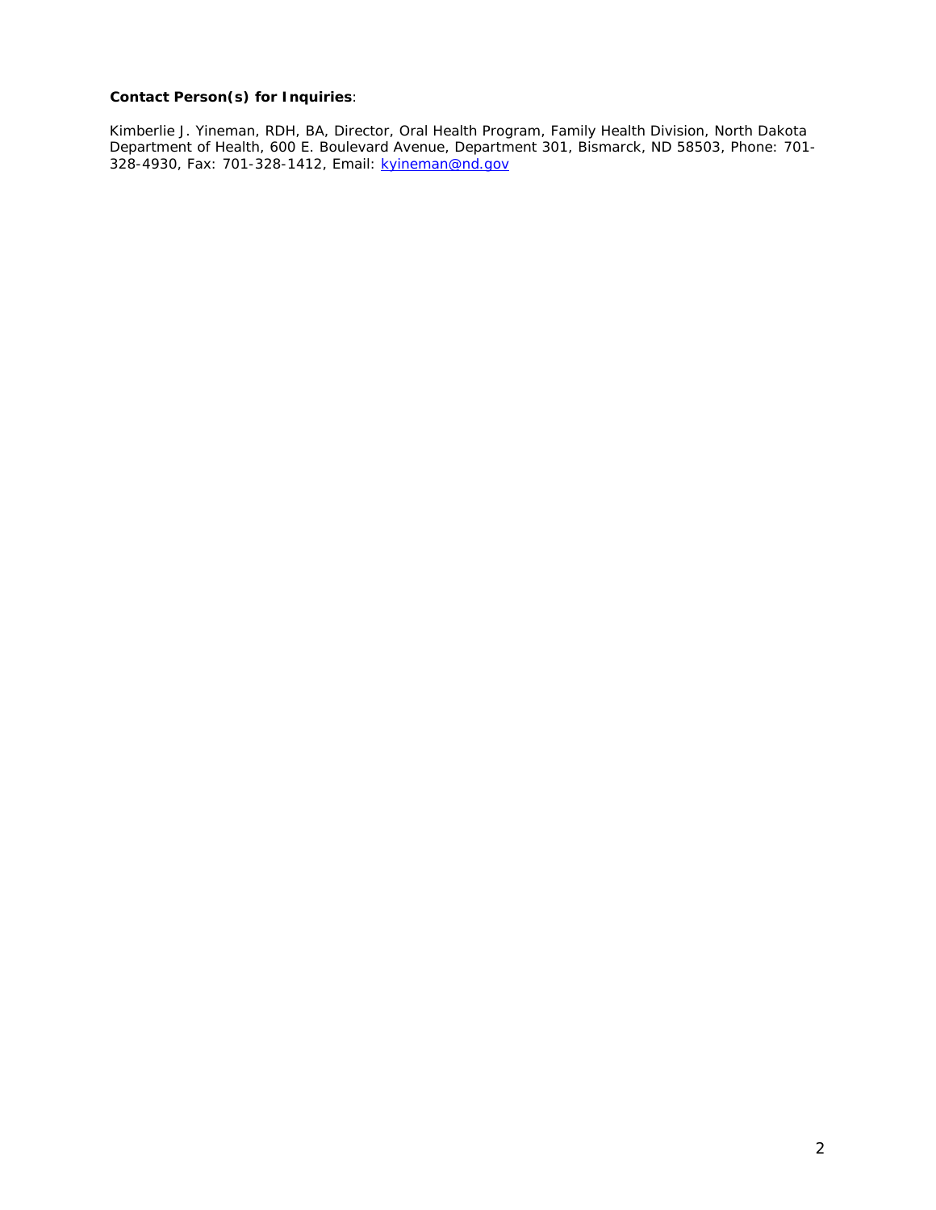**Contact Person(s) for Inquiries**:

Kimberlie J. Yineman, RDH, BA, Director, Oral Health Program, Family Health Division, North Dakota Department of Health, 600 E. Boulevard Avenue, Department 301, Bismarck, ND 58503, Phone: 701-328-4930, Fax: 701-328-1412, Email: kyineman@nd.gov